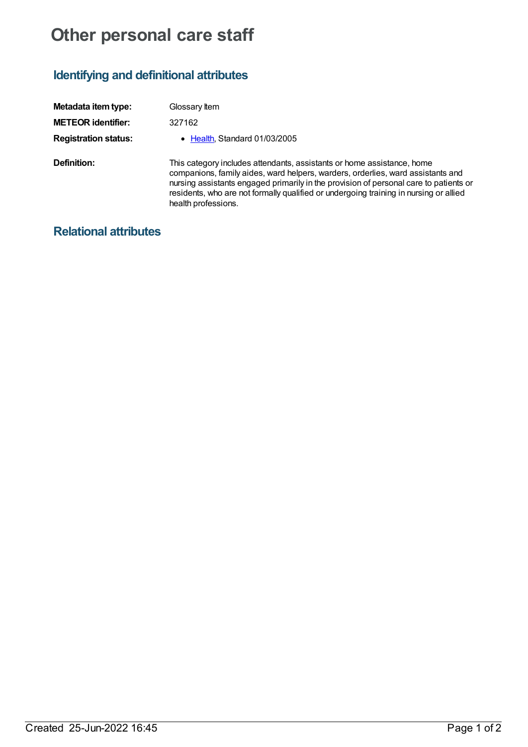# Other personal care staff

## Identifying and definitional attributes

**Metadata item type:** Glossary Item

**METEOR identifier:** 327162

**Registration status:**

- Health, Standard 01/03/2005

**Definition:** This category includes attendants, assistants or home assistance, home companions, family aides, ward helpers, warders, orderlies, ward assistants and nursing assistants engaged primarily in the provision of personal care to patients or residents, who are not formally qualified or undergoing training in nursing or allied health professions.

## Relational attributes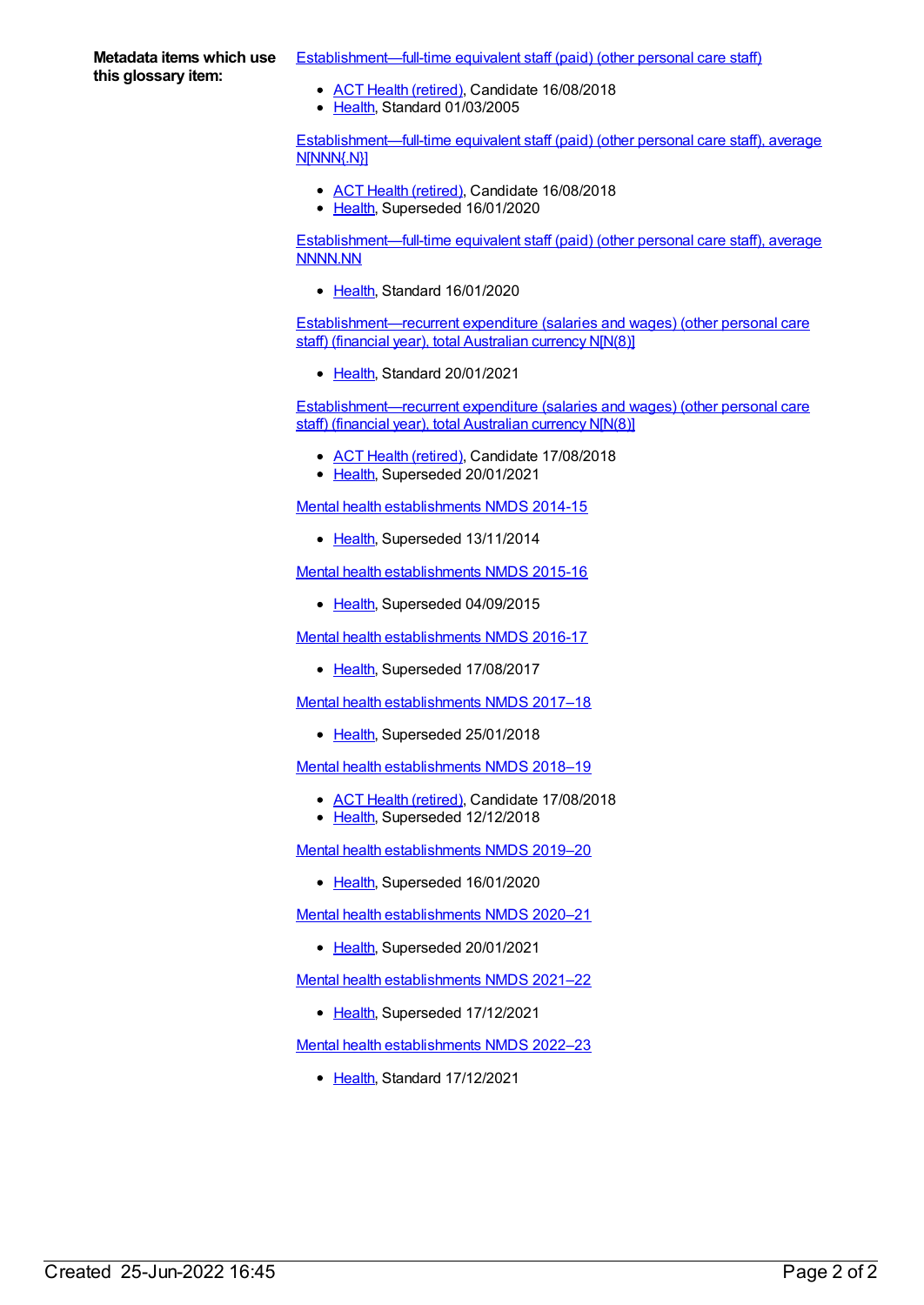**Metadata items which use this glossary item:**

Establishment—full-time equivalent staff (paid) (other personal care staff)

- ACT Health (retired), Candidate 16/08/2018
- Health, Standard 01/03/2005

Establishment—full-time equivalent staff (paid) (other personal care staff), average N[NNN{.N}]

- ACT Health (retired), Candidate 16/08/2018
- Health, Superseded 16/01/2020

Establishment—full-time equivalent staff (paid) (other personal care staff), average NNNN.NN

- Health, Standard 16/01/2020

Establishment—recurrent expenditure (salaries and wages) (other personal care staff) (financial year), total Australian currency N[N(8)]

- Health, Standard 20/01/2021

Establishment—recurrent expenditure (salaries and wages) (other personal care staff) (financial year), total Australian currency N[N(8)]

- ACT Health (retired), Candidate 17/08/2018
- Health, Superseded 20/01/2021

Mental health establishments NMDS 2014-15

- Health, Superseded 13/11/2014

Mental health establishments NMDS 2015-16

- Health, Superseded 04/09/2015

Mental health establishments NMDS 2016-17

- Health, Superseded 17/08/2017

Mental health establishments NMDS 2017–18

- Health, Superseded 25/01/2018

Mental health establishments NMDS 2018–19

- ACT Health (retired), Candidate 17/08/2018
- Health, Superseded 12/12/2018

Mental health establishments NMDS 2019–20

- Health, Superseded 16/01/2020

Mental health establishments NMDS 2020–21

- Health, Superseded 20/01/2021

Mental health establishments NMDS 2021–22

- Health, Superseded 17/12/2021

Mental health establishments NMDS 2022–23

- Health, Standard 17/12/2021